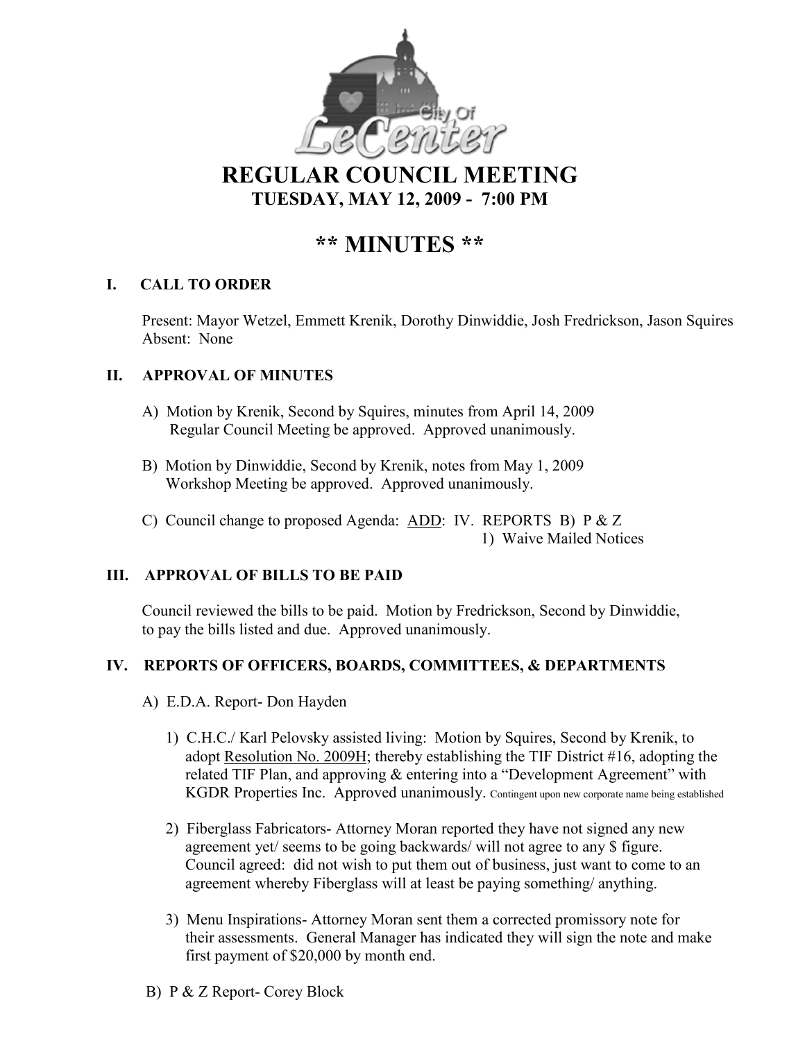# REGULAR COUNCIL MEETING

## TUESDAY, MAY 12, 2009 - 7:00 PM

# ** MINUTES **

## I. CALL TO ORDER

Present: Mayor Wetzel, Emmett Krenik, Dorothy Dinwiddie, Josh Fredrickson, Jason Squires
Absent: None

## II. APPROVAL OF MINUTES

A) Motion by Krenik, Second by Squires, minutes from April 14, 2009 Regular Council Meeting be approved. Approved unanimously.

B) Motion by Dinwiddie, Second by Krenik, notes from May 1, 2009 Workshop Meeting be approved. Approved unanimously.

C) Council change to proposed Agenda: <u>ADD</u>: IV. REPORTS B) P & Z
1) Waive Mailed Notices

## III. APPROVAL OF BILLS TO BE PAID

Council reviewed the bills to be paid. Motion by Fredrickson, Second by Dinwiddie, to pay the bills listed and due. Approved unanimously.

## IV. REPORTS OF OFFICERS, BOARDS, COMMITTEES, & DEPARTMENTS

A) E.D.A. Report- Don Hayden

1) C.H.C./ Karl Pelovsky assisted living: Motion by Squires, Second by Krenik, to adopt <u>Resolution No. 2009H</u>; thereby establishing the TIF District #16, adopting the related TIF Plan, and approving & entering into a "Development Agreement" with KGDR Properties Inc. Approved unanimously. Contingent upon new corporate name being established

2) Fiberglass Fabricators- Attorney Moran reported they have not signed any new agreement yet/ seems to be going backwards/ will not agree to any $ figure. Council agreed: did not wish to put them out of business, just want to come to an agreement whereby Fiberglass will at least be paying something/ anything.

3) Menu Inspirations- Attorney Moran sent them a corrected promissory note for their assessments. General Manager has indicated they will sign the note and make first payment of $20,000 by month end.

B) P & Z Report- Corey Block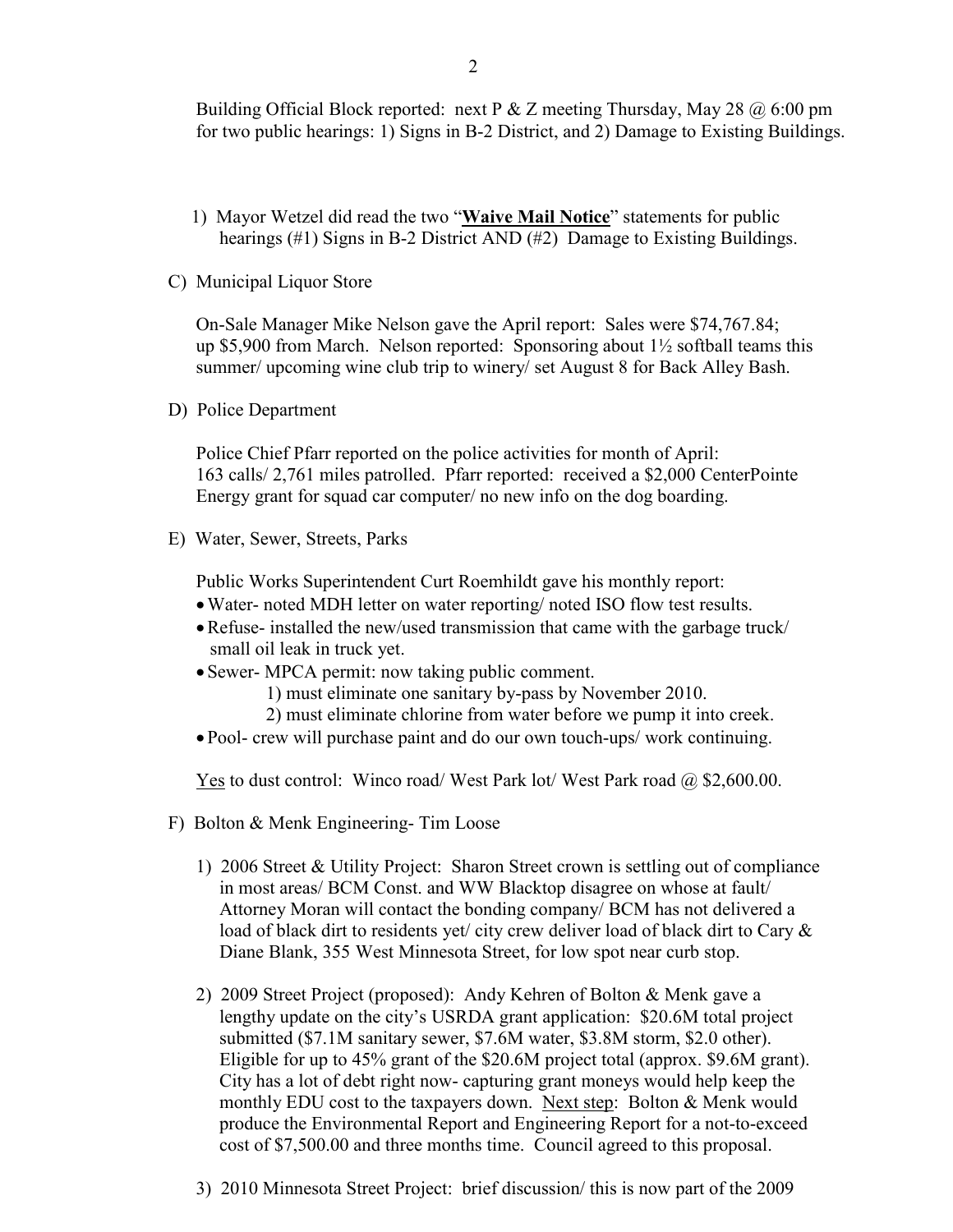Building Official Block reported: next P & Z meeting Thursday, May 28 @ 6:00 pm for two public hearings: 1) Signs in B-2 District, and 2) Damage to Existing Buildings.

1) Mayor Wetzel did read the two "**Waive Mail Notice**" statements for public hearings (#1) Signs in B-2 District AND (#2) Damage to Existing Buildings.

C) Municipal Liquor Store

On-Sale Manager Mike Nelson gave the April report: Sales were $74,767.84; up $5,900 from March. Nelson reported: Sponsoring about 1½ softball teams this summer/ upcoming wine club trip to winery/ set August 8 for Back Alley Bash.

D) Police Department

Police Chief Pfarr reported on the police activities for month of April: 163 calls/ 2,761 miles patrolled. Pfarr reported: received a $2,000 CenterPointe Energy grant for squad car computer/ no new info on the dog boarding.

E) Water, Sewer, Streets, Parks

Public Works Superintendent Curt Roemhildt gave his monthly report:

- Water- noted MDH letter on water reporting/ noted ISO flow test results.
- Refuse- installed the new/used transmission that came with the garbage truck/ small oil leak in truck yet.
- Sewer- MPCA permit: now taking public comment.
  1) must eliminate one sanitary by-pass by November 2010.
  2) must eliminate chlorine from water before we pump it into creek.
- Pool- crew will purchase paint and do our own touch-ups/ work continuing.

<u>Yes</u> to dust control: Winco road/ West Park lot/ West Park road @ $2,600.00.

F) Bolton & Menk Engineering- Tim Loose

1) 2006 Street & Utility Project: Sharon Street crown is settling out of compliance in most areas/ BCM Const. and WW Blacktop disagree on whose at fault/ Attorney Moran will contact the bonding company/ BCM has not delivered a load of black dirt to residents yet/ city crew deliver load of black dirt to Cary & Diane Blank, 355 West Minnesota Street, for low spot near curb stop.

2) 2009 Street Project (proposed): Andy Kehren of Bolton & Menk gave a lengthy update on the city's USRDA grant application: $20.6M total project submitted ($7.1M sanitary sewer, $7.6M water, $3.8M storm, $2.0 other). Eligible for up to 45% grant of the $20.6M project total (approx. $9.6M grant). City has a lot of debt right now- capturing grant moneys would help keep the monthly EDU cost to the taxpayers down. <u>Next step</u>: Bolton & Menk would produce the Environmental Report and Engineering Report for a not-to-exceed cost of $7,500.00 and three months time. Council agreed to this proposal.

3) 2010 Minnesota Street Project: brief discussion/ this is now part of the 2009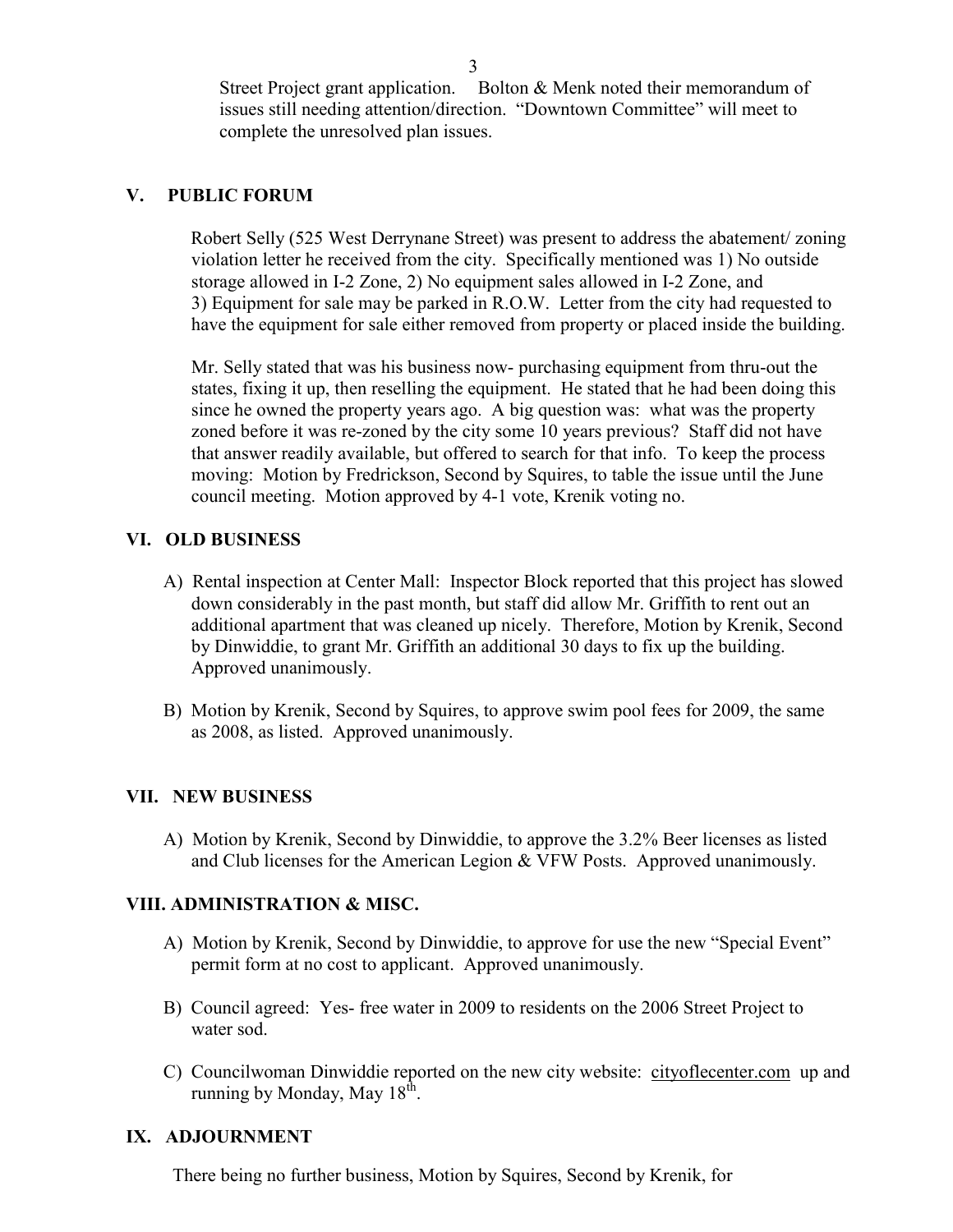Street Project grant application. Bolton & Menk noted their memorandum of issues still needing attention/direction. "Downtown Committee" will meet to complete the unresolved plan issues.

## V. PUBLIC FORUM

Robert Selly (525 West Derrynane Street) was present to address the abatement/ zoning violation letter he received from the city. Specifically mentioned was 1) No outside storage allowed in I-2 Zone, 2) No equipment sales allowed in I-2 Zone, and 3) Equipment for sale may be parked in R.O.W. Letter from the city had requested to have the equipment for sale either removed from property or placed inside the building.

Mr. Selly stated that was his business now- purchasing equipment from thru-out the states, fixing it up, then reselling the equipment. He stated that he had been doing this since he owned the property years ago. A big question was: what was the property zoned before it was re-zoned by the city some 10 years previous? Staff did not have that answer readily available, but offered to search for that info. To keep the process moving: Motion by Fredrickson, Second by Squires, to table the issue until the June council meeting. Motion approved by 4-1 vote, Krenik voting no.

## VI. OLD BUSINESS

A) Rental inspection at Center Mall: Inspector Block reported that this project has slowed down considerably in the past month, but staff did allow Mr. Griffith to rent out an additional apartment that was cleaned up nicely. Therefore, Motion by Krenik, Second by Dinwiddie, to grant Mr. Griffith an additional 30 days to fix up the building. Approved unanimously.

B) Motion by Krenik, Second by Squires, to approve swim pool fees for 2009, the same as 2008, as listed. Approved unanimously.

## VII. NEW BUSINESS

A) Motion by Krenik, Second by Dinwiddie, to approve the 3.2% Beer licenses as listed and Club licenses for the American Legion & VFW Posts. Approved unanimously.

## VIII. ADMINISTRATION & MISC.

A) Motion by Krenik, Second by Dinwiddie, to approve for use the new "Special Event" permit form at no cost to applicant. Approved unanimously.

B) Council agreed: Yes- free water in 2009 to residents on the 2006 Street Project to water sod.

C) Councilwoman Dinwiddie reported on the new city website: cityoflecenter.com up and running by Monday, May 18th.

## IX. ADJOURNMENT

There being no further business, Motion by Squires, Second by Krenik, for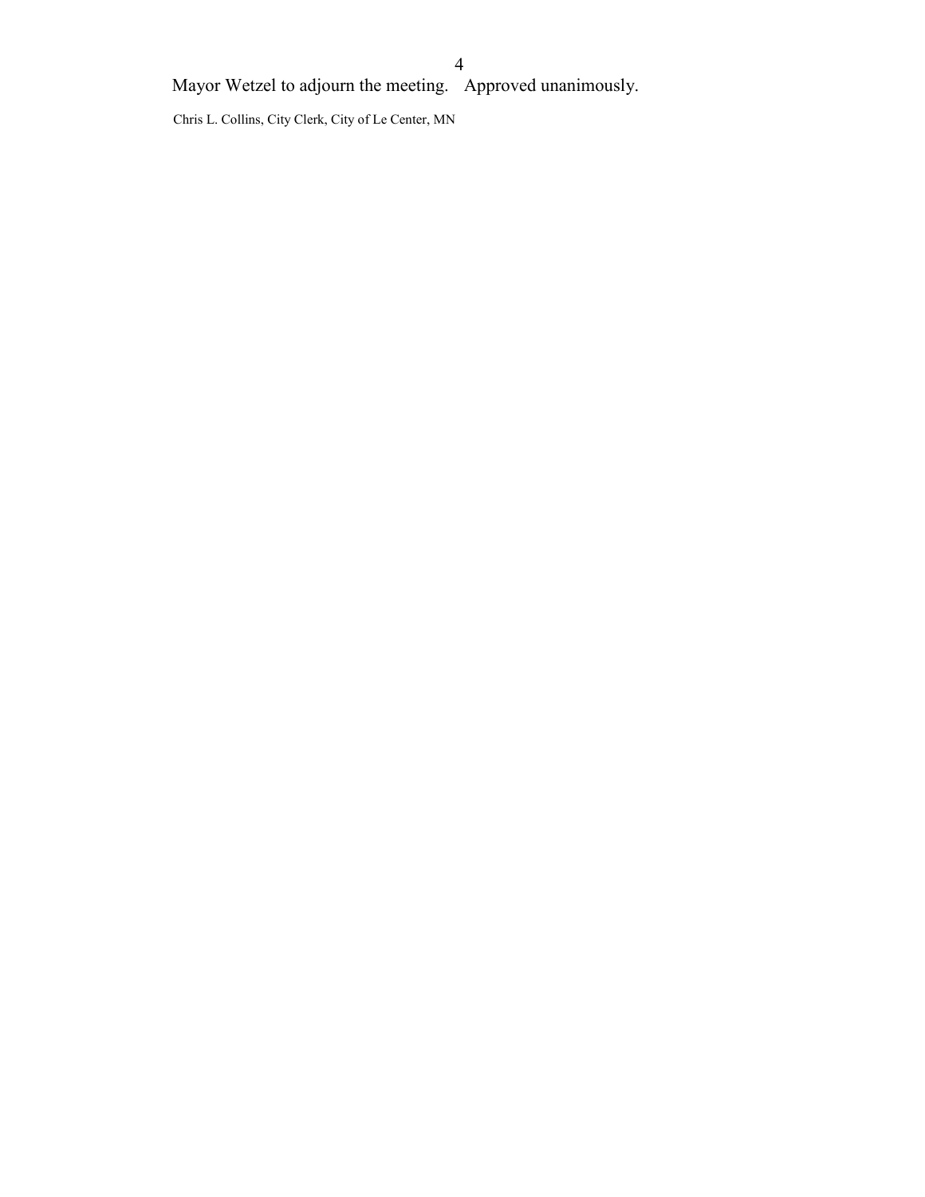Mayor Wetzel to adjourn the meeting.   Approved unanimously.

Chris L. Collins, City Clerk, City of Le Center, MN